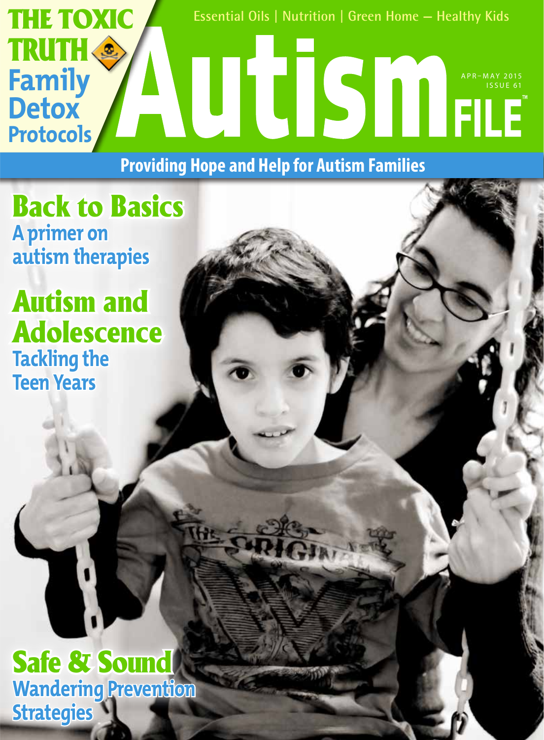# THE TOXIC TRUTH

## Family Detox Protocols

Essential Oils | Nutrition | Green Home — Healthy Kids

# Autism FILE™

APR–MAY 2015
ISSUE 61

**Providing Hope and Help for Autism Families**

## Back to Basics

A primer on autism therapies

## Autism and Adolescence

Tackling the Teen Years

## Safe & Sound

Wandering Prevention Strategies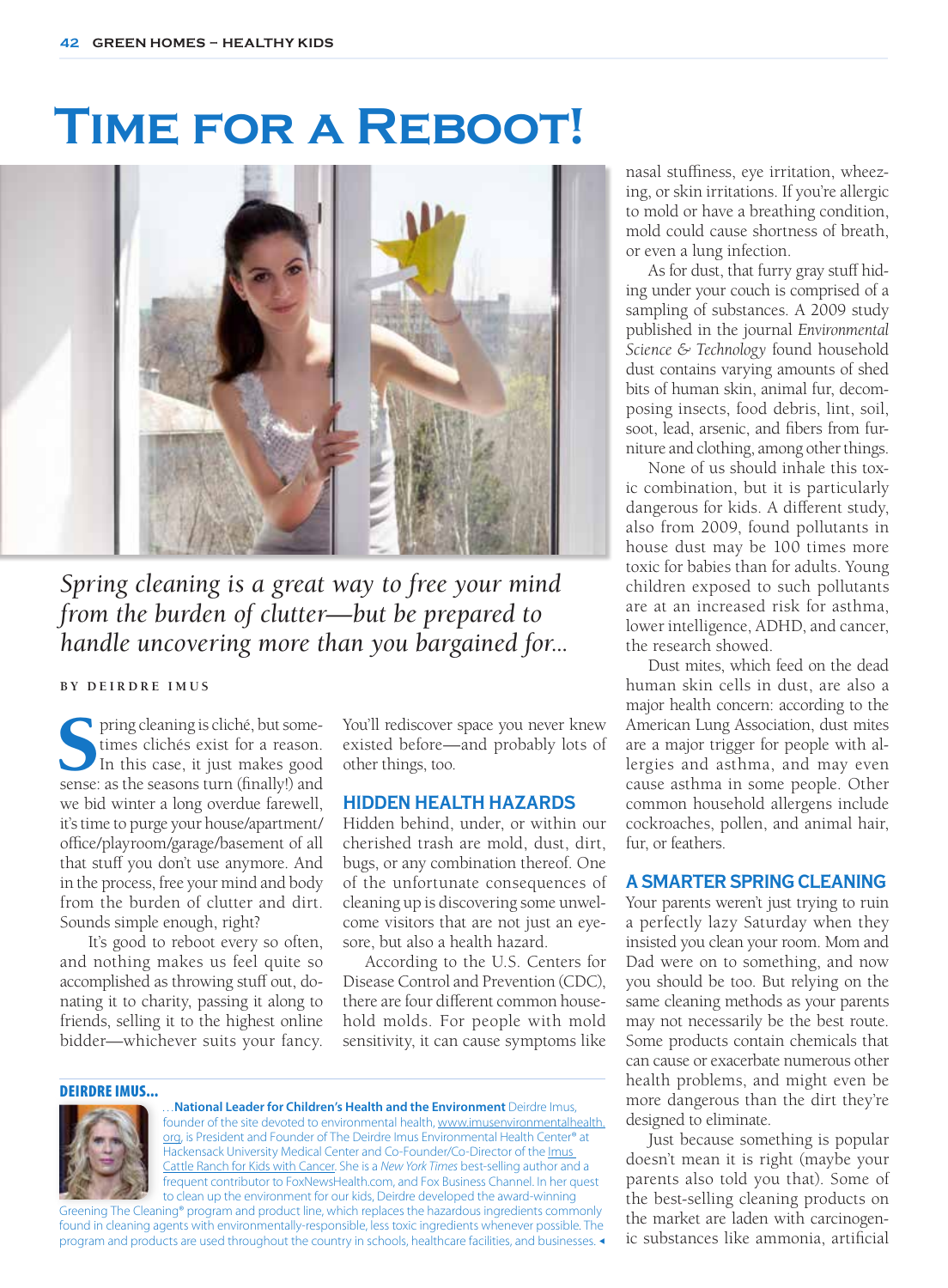# Time for a Reboot!

*Spring cleaning is a great way to free your mind from the burden of clutter—but be prepared to handle uncovering more than you bargained for...*

BY DEIRDRE IMUS

Spring cleaning is cliché, but sometimes clichés exist for a reason. In this case, it just makes good sense: as the seasons turn (finally!) and we bid winter a long overdue farewell, it's time to purge your house/apartment/office/playroom/garage/basement of all that stuff you don't use anymore. And in the process, free your mind and body from the burden of clutter and dirt. Sounds simple enough, right?

It's good to reboot every so often, and nothing makes us feel quite so accomplished as throwing stuff out, donating it to charity, passing it along to friends, selling it to the highest online bidder—whichever suits your fancy. You'll rediscover space you never knew existed before—and probably lots of other things, too.

## HIDDEN HEALTH HAZARDS

Hidden behind, under, or within our cherished trash are mold, dust, dirt, bugs, or any combination thereof. One of the unfortunate consequences of cleaning up is discovering some unwelcome visitors that are not just an eyesore, but also a health hazard.

According to the U.S. Centers for Disease Control and Prevention (CDC), there are four different common household molds. For people with mold sensitivity, it can cause symptoms like nasal stuffiness, eye irritation, wheezing, or skin irritations. If you're allergic to mold or have a breathing condition, mold could cause shortness of breath, or even a lung infection.

As for dust, that furry gray stuff hiding under your couch is comprised of a sampling of substances. A 2009 study published in the journal *Environmental Science & Technology* found household dust contains varying amounts of shed bits of human skin, animal fur, decomposing insects, food debris, lint, soil, soot, lead, arsenic, and fibers from furniture and clothing, among other things.

None of us should inhale this toxic combination, but it is particularly dangerous for kids. A different study, also from 2009, found pollutants in house dust may be 100 times more toxic for babies than for adults. Young children exposed to such pollutants are at an increased risk for asthma, lower intelligence, ADHD, and cancer, the research showed.

Dust mites, which feed on the dead human skin cells in dust, are also a major health concern: according to the American Lung Association, dust mites are a major trigger for people with allergies and asthma, and may even cause asthma in some people. Other common household allergens include cockroaches, pollen, and animal hair, fur, or feathers.

## A SMARTER SPRING CLEANING

Your parents weren't just trying to ruin a perfectly lazy Saturday when they insisted you clean your room. Mom and Dad were on to something, and now you should be too. But relying on the same cleaning methods as your parents may not necessarily be the best route. Some products contain chemicals that can cause or exacerbate numerous other health problems, and might even be more dangerous than the dirt they're designed to eliminate.

Just because something is popular doesn't mean it is right (maybe your parents also told you that). Some of the best-selling cleaning products on the market are laden with carcinogenic substances like ammonia, artificial

---

**DEIRDRE IMUS...**

...**National Leader for Children's Health and the Environment** Deirdre Imus, founder of the site devoted to environmental health, www.imusenvironmentalhealth.org, is President and Founder of The Deirdre Imus Environmental Health Center® at Hackensack University Medical Center and Co-Founder/Co-Director of the Imus Cattle Ranch for Kids with Cancer. She is a *New York Times* best-selling author and a frequent contributor to FoxNewsHealth.com, and Fox Business Channel. In her quest to clean up the environment for our kids, Deirdre developed the award-winning Greening The Cleaning® program and product line, which replaces the hazardous ingredients commonly found in cleaning agents with environmentally-responsible, less toxic ingredients whenever possible. The program and products are used throughout the country in schools, healthcare facilities, and businesses.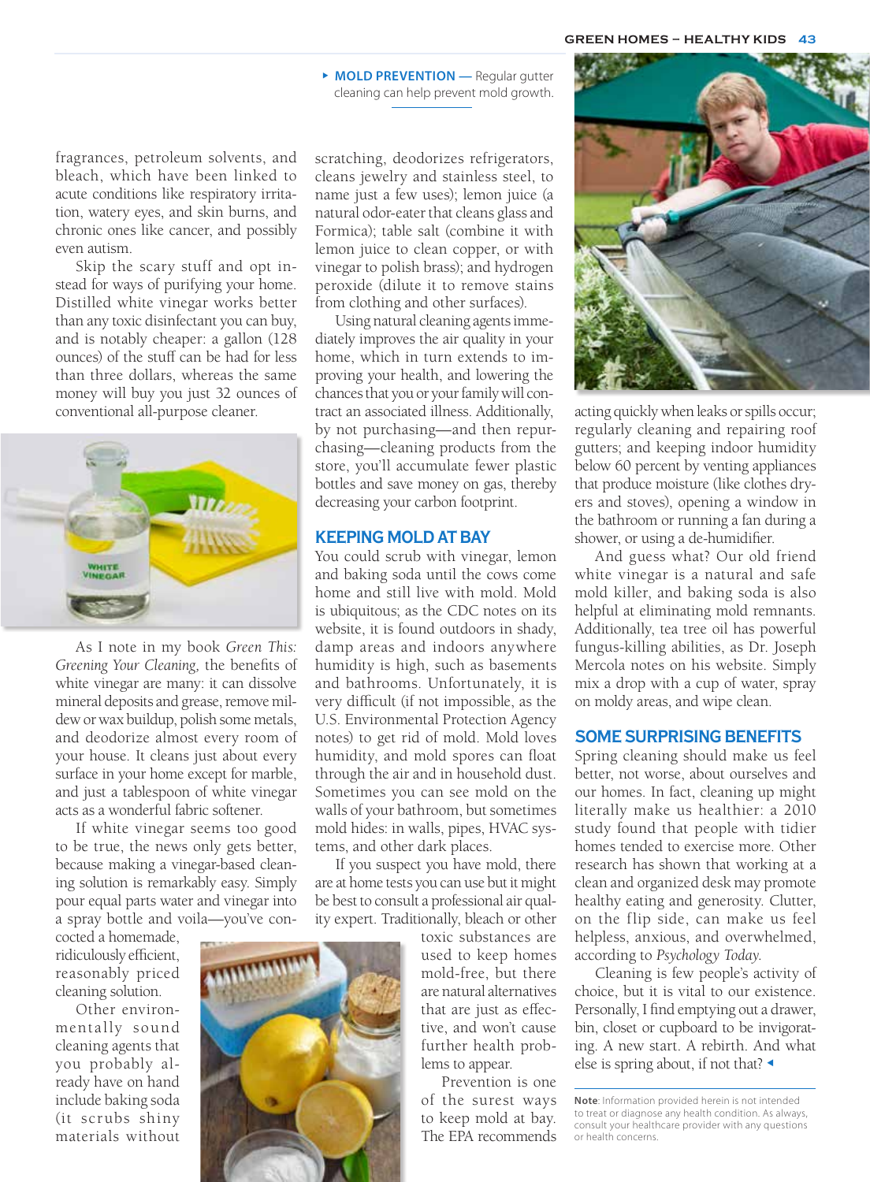fragrances, petroleum solvents, and bleach, which have been linked to acute conditions like respiratory irritation, watery eyes, and skin burns, and chronic ones like cancer, and possibly even autism.

Skip the scary stuff and opt instead for ways of purifying your home. Distilled white vinegar works better than any toxic disinfectant you can buy, and is notably cheaper: a gallon (128 ounces) of the stuff can be had for less than three dollars, whereas the same money will buy you just 32 ounces of conventional all-purpose cleaner.

As I note in my book *Green This: Greening Your Cleaning,* the benefits of white vinegar are many: it can dissolve mineral deposits and grease, remove mildew or wax buildup, polish some metals, and deodorize almost every room of your house. It cleans just about every surface in your home except for marble, and just a tablespoon of white vinegar acts as a wonderful fabric softener.

If white vinegar seems too good to be true, the news only gets better, because making a vinegar-based cleaning solution is remarkably easy. Simply pour equal parts water and vinegar into a spray bottle and voila—you've concocted a homemade, ridiculously efficient, reasonably priced cleaning solution.

Other environmentally sound cleaning agents that you probably already have on hand include baking soda (it scrubs shiny materials without scratching, deodorizes refrigerators, cleans jewelry and stainless steel, to name just a few uses); lemon juice (a natural odor-eater that cleans glass and Formica); table salt (combine it with lemon juice to clean copper, or with vinegar to polish brass); and hydrogen peroxide (dilute it to remove stains from clothing and other surfaces).

Using natural cleaning agents immediately improves the air quality in your home, which in turn extends to improving your health, and lowering the chances that you or your family will contract an associated illness. Additionally, by not purchasing—and then repurchasing—cleaning products from the store, you'll accumulate fewer plastic bottles and save money on gas, thereby decreasing your carbon footprint.

## KEEPING MOLD AT BAY

You could scrub with vinegar, lemon and baking soda until the cows come home and still live with mold. Mold is ubiquitous; as the CDC notes on its website, it is found outdoors in shady, damp areas and indoors anywhere humidity is high, such as basements and bathrooms. Unfortunately, it is very difficult (if not impossible, as the U.S. Environmental Protection Agency notes) to get rid of mold. Mold loves humidity, and mold spores can float through the air and in household dust. Sometimes you can see mold on the walls of your bathroom, but sometimes mold hides: in walls, pipes, HVAC systems, and other dark places.

If you suspect you have mold, there are at home tests you can use but it might be best to consult a professional air quality expert. Traditionally, bleach or other toxic substances are used to keep homes mold-free, but there are natural alternatives that are just as effective, and won't cause further health problems to appear.

Prevention is one of the surest ways to keep mold at bay. The EPA recommends acting quickly when leaks or spills occur; regularly cleaning and repairing roof gutters; and keeping indoor humidity below 60 percent by venting appliances that produce moisture (like clothes dryers and stoves), opening a window in the bathroom or running a fan during a shower, or using a de-humidifier.

**MOLD PREVENTION** — Regular gutter cleaning can help prevent mold growth.

And guess what? Our old friend white vinegar is a natural and safe mold killer, and baking soda is also helpful at eliminating mold remnants. Additionally, tea tree oil has powerful fungus-killing abilities, as Dr. Joseph Mercola notes on his website. Simply mix a drop with a cup of water, spray on moldy areas, and wipe clean.

## SOME SURPRISING BENEFITS

Spring cleaning should make us feel better, not worse, about ourselves and our homes. In fact, cleaning up might literally make us healthier: a 2010 study found that people with tidier homes tended to exercise more. Other research has shown that working at a clean and organized desk may promote healthy eating and generosity. Clutter, on the flip side, can make us feel helpless, anxious, and overwhelmed, according to *Psychology Today*.

Cleaning is few people's activity of choice, but it is vital to our existence. Personally, I find emptying out a drawer, bin, closet or cupboard to be invigorating. A new start. A rebirth. And what else is spring about, if not that?

**Note**: Information provided herein is not intended to treat or diagnose any health condition. As always, consult your healthcare provider with any questions or health concerns.